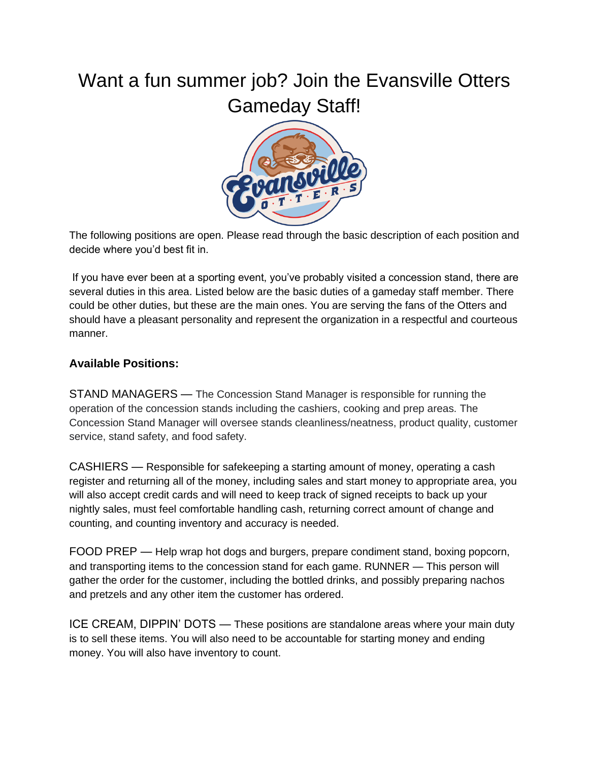# Want a fun summer job? Join the Evansville Otters Gameday Staff!

The following positions are open. Please read through the basic description of each position and decide where you'd best fit in.

If you have ever been at a sporting event, you've probably visited a concession stand, there are several duties in this area. Listed below are the basic duties of a gameday staff member. There could be other duties, but these are the main ones. You are serving the fans of the Otters and should have a pleasant personality and represent the organization in a respectful and courteous manner.

**Available Positions:**

STAND MANAGERS — The Concession Stand Manager is responsible for running the operation of the concession stands including the cashiers, cooking and prep areas. The Concession Stand Manager will oversee stands cleanliness/neatness, product quality, customer service, stand safety, and food safety.

CASHIERS — Responsible for safekeeping a starting amount of money, operating a cash register and returning all of the money, including sales and start money to appropriate area, you will also accept credit cards and will need to keep track of signed receipts to back up your nightly sales, must feel comfortable handling cash, returning correct amount of change and counting, and counting inventory and accuracy is needed.

FOOD PREP — Help wrap hot dogs and burgers, prepare condiment stand, boxing popcorn, and transporting items to the concession stand for each game. RUNNER — This person will gather the order for the customer, including the bottled drinks, and possibly preparing nachos and pretzels and any other item the customer has ordered.

ICE CREAM, DIPPIN' DOTS — These positions are standalone areas where your main duty is to sell these items. You will also need to be accountable for starting money and ending money. You will also have inventory to count.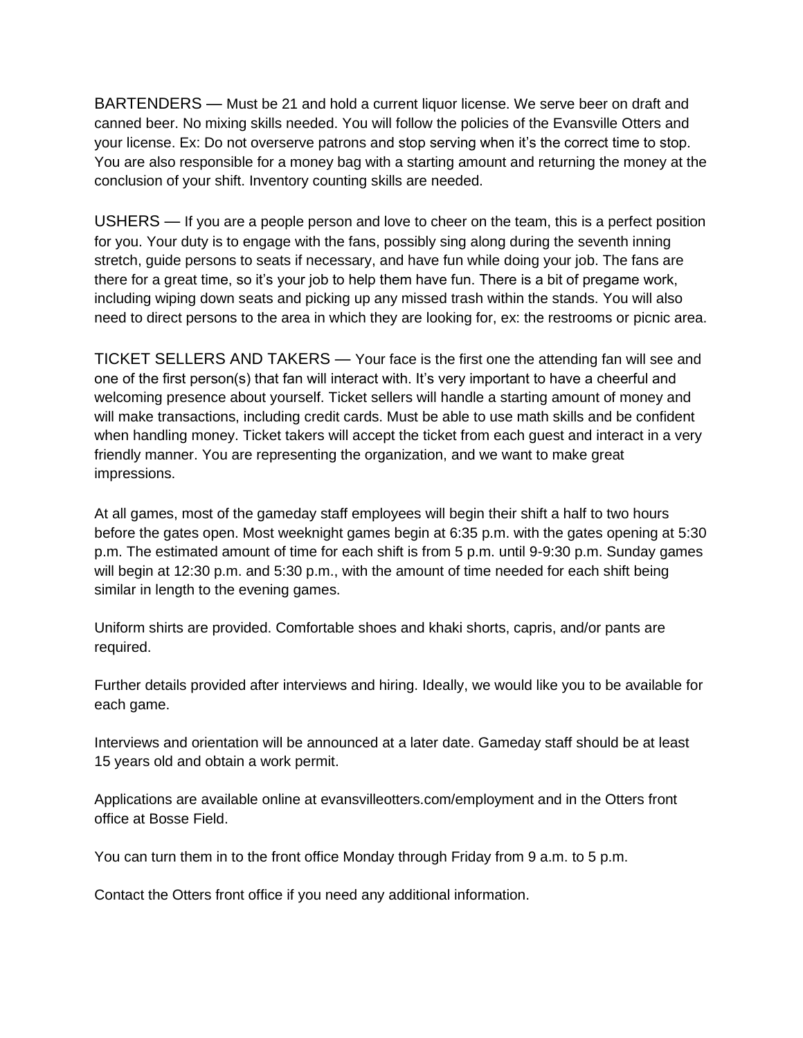BARTENDERS — Must be 21 and hold a current liquor license. We serve beer on draft and canned beer. No mixing skills needed. You will follow the policies of the Evansville Otters and your license. Ex: Do not overserve patrons and stop serving when it's the correct time to stop. You are also responsible for a money bag with a starting amount and returning the money at the conclusion of your shift. Inventory counting skills are needed.

USHERS — If you are a people person and love to cheer on the team, this is a perfect position for you. Your duty is to engage with the fans, possibly sing along during the seventh inning stretch, guide persons to seats if necessary, and have fun while doing your job. The fans are there for a great time, so it's your job to help them have fun. There is a bit of pregame work, including wiping down seats and picking up any missed trash within the stands. You will also need to direct persons to the area in which they are looking for, ex: the restrooms or picnic area.

TICKET SELLERS AND TAKERS — Your face is the first one the attending fan will see and one of the first person(s) that fan will interact with. It's very important to have a cheerful and welcoming presence about yourself. Ticket sellers will handle a starting amount of money and will make transactions, including credit cards. Must be able to use math skills and be confident when handling money. Ticket takers will accept the ticket from each guest and interact in a very friendly manner. You are representing the organization, and we want to make great impressions.

At all games, most of the gameday staff employees will begin their shift a half to two hours before the gates open. Most weeknight games begin at 6:35 p.m. with the gates opening at 5:30 p.m. The estimated amount of time for each shift is from 5 p.m. until 9-9:30 p.m. Sunday games will begin at 12:30 p.m. and 5:30 p.m., with the amount of time needed for each shift being similar in length to the evening games.

Uniform shirts are provided. Comfortable shoes and khaki shorts, capris, and/or pants are required.

Further details provided after interviews and hiring. Ideally, we would like you to be available for each game.

Interviews and orientation will be announced at a later date. Gameday staff should be at least 15 years old and obtain a work permit.

Applications are available online at evansvilleotters.com/employment and in the Otters front office at Bosse Field.

You can turn them in to the front office Monday through Friday from 9 a.m. to 5 p.m.

Contact the Otters front office if you need any additional information.